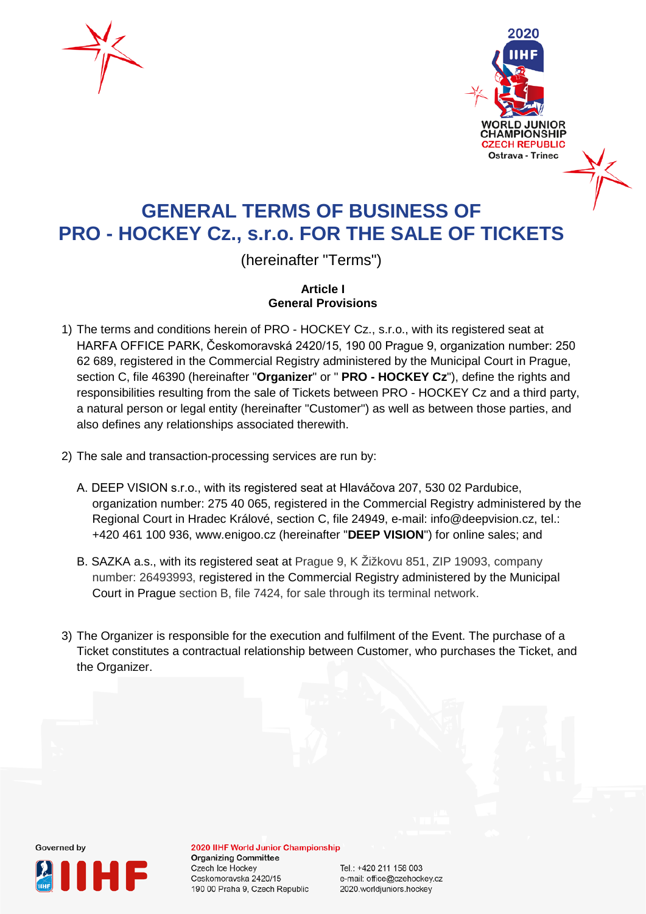# GENERAL TERMS OF BUSINESS OF PRO - HOCKEY Cz., s.r.o. FOR THE SALE OF TICKETS

(hereinafter "Terms")

**Article I**
**General Provisions**

1) The terms and conditions herein of PRO - HOCKEY Cz., s.r.o., with its registered seat at HARFA OFFICE PARK, Českomoravská 2420/15, 190 00 Prague 9, organization number: 250 62 689, registered in the Commercial Registry administered by the Municipal Court in Prague, section C, file 46390 (hereinafter "**Organizer**" or " **PRO - HOCKEY Cz**"), define the rights and responsibilities resulting from the sale of Tickets between PRO - HOCKEY Cz and a third party, a natural person or legal entity (hereinafter "Customer") as well as between those parties, and also defines any relationships associated therewith.

2) The sale and transaction-processing services are run by:

   A. DEEP VISION s.r.o., with its registered seat at Hlaváčova 207, 530 02 Pardubice, organization number: 275 40 065, registered in the Commercial Registry administered by the Regional Court in Hradec Králové, section C, file 24949, e-mail: info@deepvision.cz, tel.: +420 461 100 936, www.enigoo.cz (hereinafter "**DEEP VISION**") for online sales; and

   B. SAZKA a.s., with its registered seat at Prague 9, K Žižkovu 851, ZIP 19093, company number: 26493993, registered in the Commercial Registry administered by the Municipal Court in Prague section B, file 7424, for sale through its terminal network.

3) The Organizer is responsible for the execution and fulfilment of the Event. The purchase of a Ticket constitutes a contractual relationship between Customer, who purchases the Ticket, and the Organizer.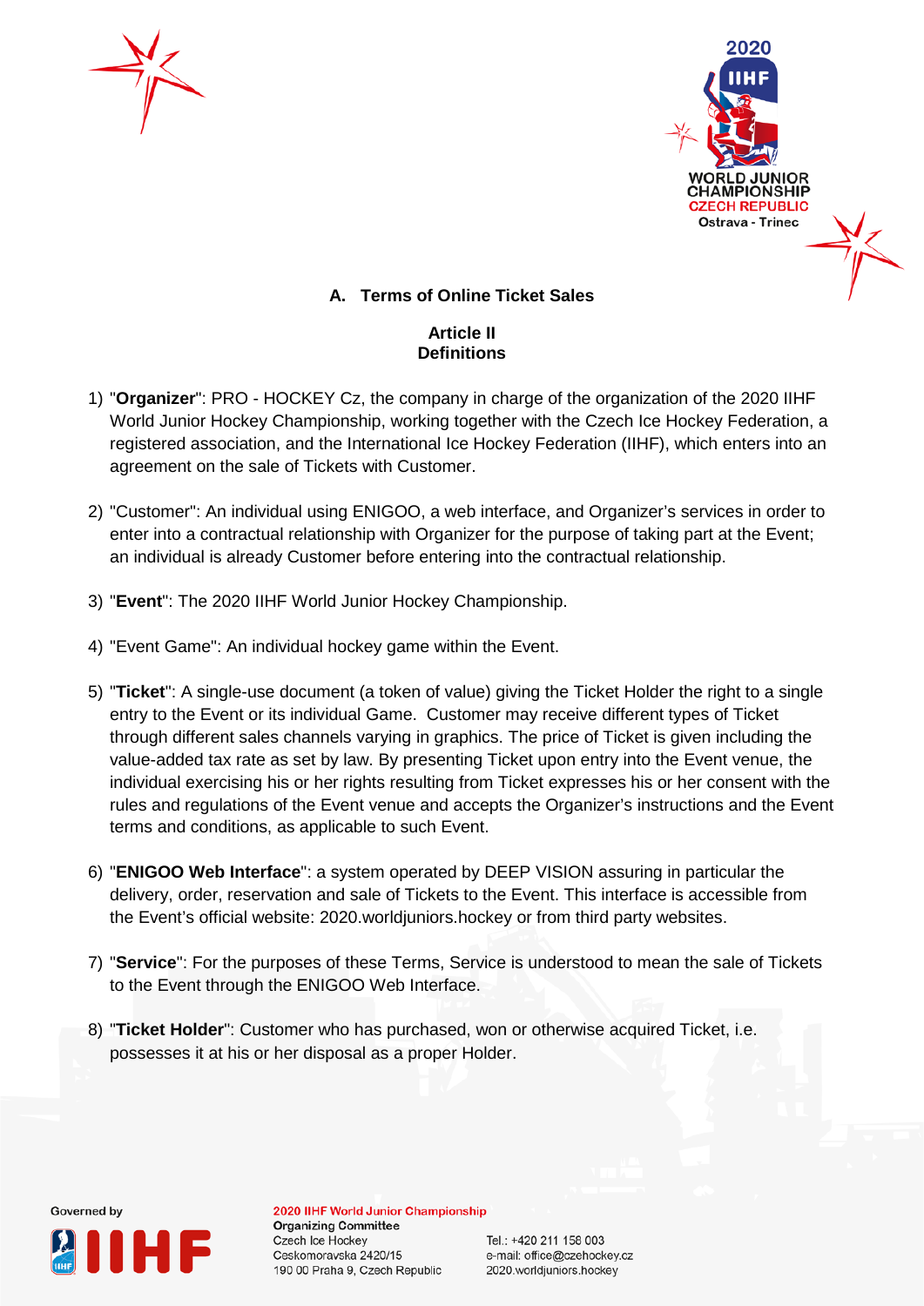## A. Terms of Online Ticket Sales

### Article II
### Definitions

1) "**Organizer**": PRO - HOCKEY Cz, the company in charge of the organization of the 2020 IIHF World Junior Hockey Championship, working together with the Czech Ice Hockey Federation, a registered association, and the International Ice Hockey Federation (IIHF), which enters into an agreement on the sale of Tickets with Customer.

2) "Customer": An individual using ENIGOO, a web interface, and Organizer's services in order to enter into a contractual relationship with Organizer for the purpose of taking part at the Event; an individual is already Customer before entering into the contractual relationship.

3) "**Event**": The 2020 IIHF World Junior Hockey Championship.

4) "Event Game": An individual hockey game within the Event.

5) "**Ticket**": A single-use document (a token of value) giving the Ticket Holder the right to a single entry to the Event or its individual Game. Customer may receive different types of Ticket through different sales channels varying in graphics. The price of Ticket is given including the value-added tax rate as set by law. By presenting Ticket upon entry into the Event venue, the individual exercising his or her rights resulting from Ticket expresses his or her consent with the rules and regulations of the Event venue and accepts the Organizer's instructions and the Event terms and conditions, as applicable to such Event.

6) "**ENIGOO Web Interface**": a system operated by DEEP VISION assuring in particular the delivery, order, reservation and sale of Tickets to the Event. This interface is accessible from the Event's official website: 2020.worldjuniors.hockey or from third party websites.

7) "**Service**": For the purposes of these Terms, Service is understood to mean the sale of Tickets to the Event through the ENIGOO Web Interface.

8) "**Ticket Holder**": Customer who has purchased, won or otherwise acquired Ticket, i.e. possesses it at his or her disposal as a proper Holder.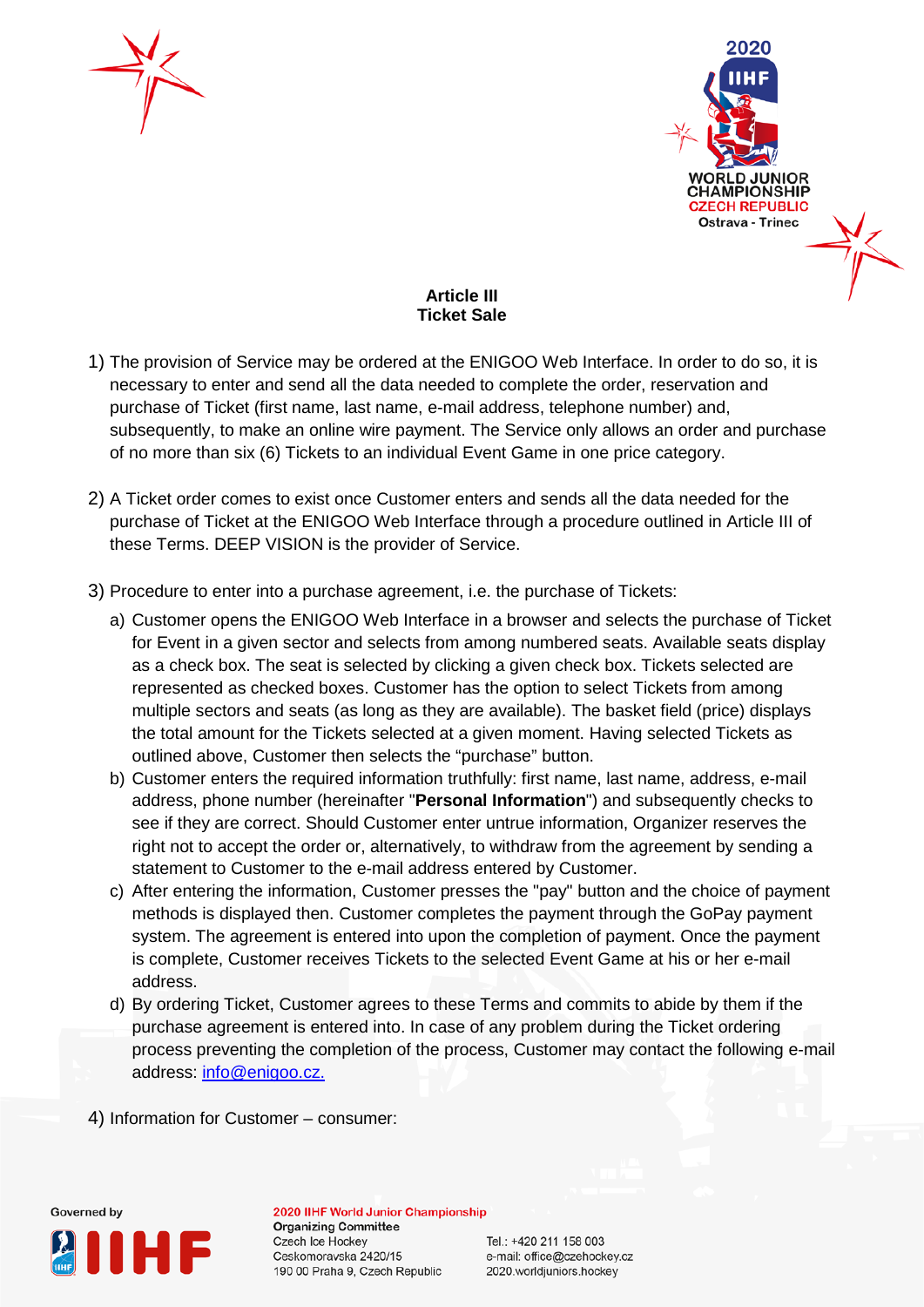## Article III
## Ticket Sale

1) The provision of Service may be ordered at the ENIGOO Web Interface. In order to do so, it is necessary to enter and send all the data needed to complete the order, reservation and purchase of Ticket (first name, last name, e-mail address, telephone number) and, subsequently, to make an online wire payment. The Service only allows an order and purchase of no more than six (6) Tickets to an individual Event Game in one price category.

2) A Ticket order comes to exist once Customer enters and sends all the data needed for the purchase of Ticket at the ENIGOO Web Interface through a procedure outlined in Article III of these Terms. DEEP VISION is the provider of Service.

3) Procedure to enter into a purchase agreement, i.e. the purchase of Tickets:
   a) Customer opens the ENIGOO Web Interface in a browser and selects the purchase of Ticket for Event in a given sector and selects from among numbered seats. Available seats display as a check box. The seat is selected by clicking a given check box. Tickets selected are represented as checked boxes. Customer has the option to select Tickets from among multiple sectors and seats (as long as they are available). The basket field (price) displays the total amount for the Tickets selected at a given moment. Having selected Tickets as outlined above, Customer then selects the "purchase" button.
   b) Customer enters the required information truthfully: first name, last name, address, e-mail address, phone number (hereinafter "**Personal Information**") and subsequently checks to see if they are correct. Should Customer enter untrue information, Organizer reserves the right not to accept the order or, alternatively, to withdraw from the agreement by sending a statement to Customer to the e-mail address entered by Customer.
   c) After entering the information, Customer presses the "pay" button and the choice of payment methods is displayed then. Customer completes the payment through the GoPay payment system. The agreement is entered into upon the completion of payment. Once the payment is complete, Customer receives Tickets to the selected Event Game at his or her e-mail address.
   d) By ordering Ticket, Customer agrees to these Terms and commits to abide by them if the purchase agreement is entered into. In case of any problem during the Ticket ordering process preventing the completion of the process, Customer may contact the following e-mail address: [info@enigoo.cz.](mailto:info@enigoo.cz)

4) Information for Customer – consumer: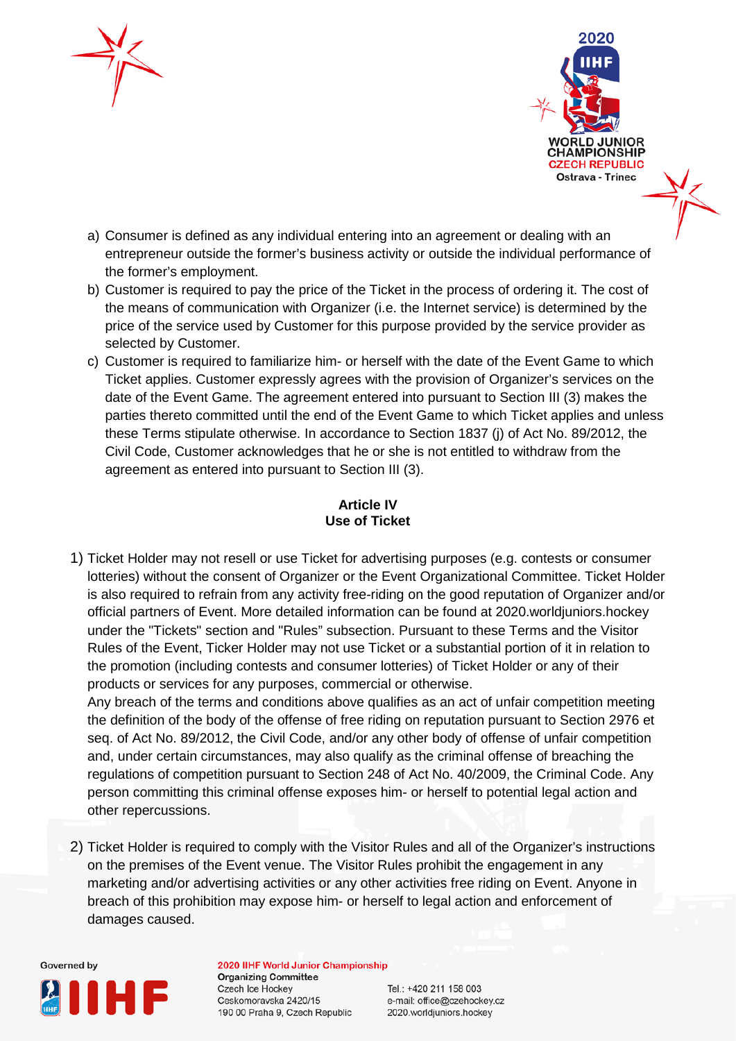a) Consumer is defined as any individual entering into an agreement or dealing with an entrepreneur outside the former's business activity or outside the individual performance of the former's employment.

b) Customer is required to pay the price of the Ticket in the process of ordering it. The cost of the means of communication with Organizer (i.e. the Internet service) is determined by the price of the service used by Customer for this purpose provided by the service provider as selected by Customer.

c) Customer is required to familiarize him- or herself with the date of the Event Game to which Ticket applies. Customer expressly agrees with the provision of Organizer's services on the date of the Event Game. The agreement entered into pursuant to Section III (3) makes the parties thereto committed until the end of the Event Game to which Ticket applies and unless these Terms stipulate otherwise. In accordance to Section 1837 (j) of Act No. 89/2012, the Civil Code, Customer acknowledges that he or she is not entitled to withdraw from the agreement as entered into pursuant to Section III (3).

## Article IV
## Use of Ticket

1) Ticket Holder may not resell or use Ticket for advertising purposes (e.g. contests or consumer lotteries) without the consent of Organizer or the Event Organizational Committee. Ticket Holder is also required to refrain from any activity free-riding on the good reputation of Organizer and/or official partners of Event. More detailed information can be found at 2020.worldjuniors.hockey under the "Tickets" section and "Rules" subsection. Pursuant to these Terms and the Visitor Rules of the Event, Ticker Holder may not use Ticket or a substantial portion of it in relation to the promotion (including contests and consumer lotteries) of Ticket Holder or any of their products or services for any purposes, commercial or otherwise.

   Any breach of the terms and conditions above qualifies as an act of unfair competition meeting the definition of the body of the offense of free riding on reputation pursuant to Section 2976 et seq. of Act No. 89/2012, the Civil Code, and/or any other body of offense of unfair competition and, under certain circumstances, may also qualify as the criminal offense of breaching the regulations of competition pursuant to Section 248 of Act No. 40/2009, the Criminal Code. Any person committing this criminal offense exposes him- or herself to potential legal action and other repercussions.

2) Ticket Holder is required to comply with the Visitor Rules and all of the Organizer's instructions on the premises of the Event venue. The Visitor Rules prohibit the engagement in any marketing and/or advertising activities or any other activities free riding on Event. Anyone in breach of this prohibition may expose him- or herself to legal action and enforcement of damages caused.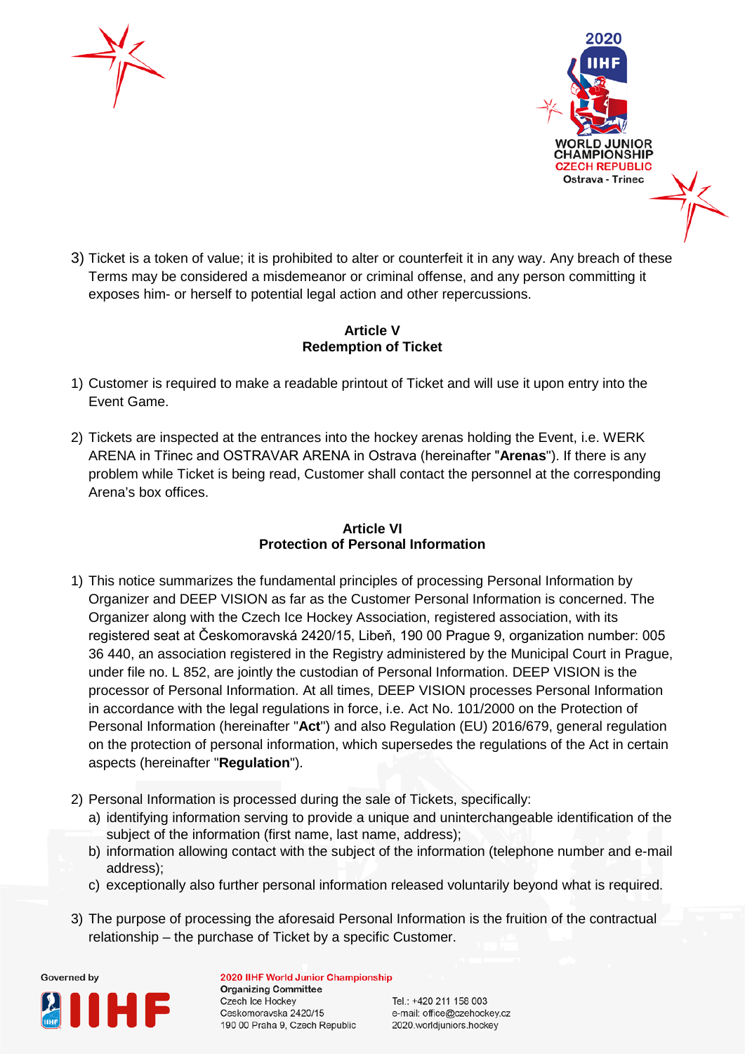3) Ticket is a token of value; it is prohibited to alter or counterfeit it in any way. Any breach of these Terms may be considered a misdemeanor or criminal offense, and any person committing it exposes him- or herself to potential legal action and other repercussions.

## Article V
## Redemption of Ticket

1) Customer is required to make a readable printout of Ticket and will use it upon entry into the Event Game.

2) Tickets are inspected at the entrances into the hockey arenas holding the Event, i.e. WERK ARENA in Třinec and OSTRAVAR ARENA in Ostrava (hereinafter "**Arenas**"). If there is any problem while Ticket is being read, Customer shall contact the personnel at the corresponding Arena's box offices.

## Article VI
## Protection of Personal Information

1) This notice summarizes the fundamental principles of processing Personal Information by Organizer and DEEP VISION as far as the Customer Personal Information is concerned. The Organizer along with the Czech Ice Hockey Association, registered association, with its registered seat at Českomoravská 2420/15, Libeň, 190 00 Prague 9, organization number: 005 36 440, an association registered in the Registry administered by the Municipal Court in Prague, under file no. L 852, are jointly the custodian of Personal Information. DEEP VISION is the processor of Personal Information. At all times, DEEP VISION processes Personal Information in accordance with the legal regulations in force, i.e. Act No. 101/2000 on the Protection of Personal Information (hereinafter "**Act**") and also Regulation (EU) 2016/679, general regulation on the protection of personal information, which supersedes the regulations of the Act in certain aspects (hereinafter "**Regulation**").

2) Personal Information is processed during the sale of Tickets, specifically:
   a) identifying information serving to provide a unique and uninterchangeable identification of the subject of the information (first name, last name, address);
   b) information allowing contact with the subject of the information (telephone number and e-mail address);
   c) exceptionally also further personal information released voluntarily beyond what is required.

3) The purpose of processing the aforesaid Personal Information is the fruition of the contractual relationship – the purchase of Ticket by a specific Customer.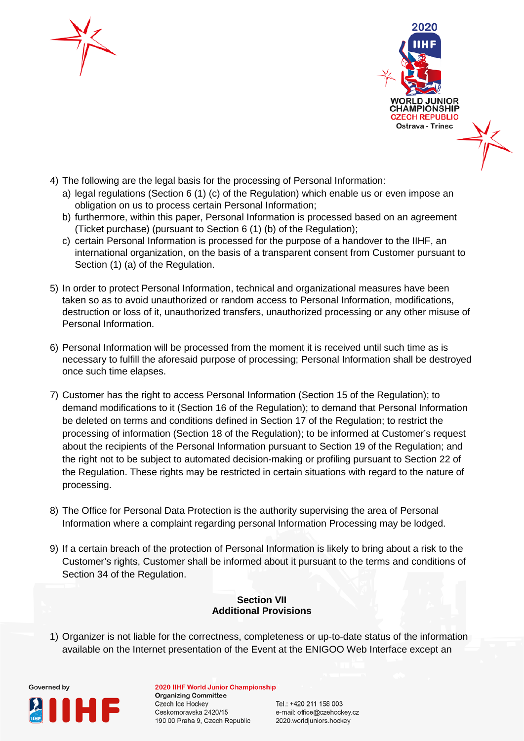4) The following are the legal basis for the processing of Personal Information:
   a) legal regulations (Section 6 (1) (c) of the Regulation) which enable us or even impose an obligation on us to process certain Personal Information;
   b) furthermore, within this paper, Personal Information is processed based on an agreement (Ticket purchase) (pursuant to Section 6 (1) (b) of the Regulation);
   c) certain Personal Information is processed for the purpose of a handover to the IIHF, an international organization, on the basis of a transparent consent from Customer pursuant to Section (1) (a) of the Regulation.

5) In order to protect Personal Information, technical and organizational measures have been taken so as to avoid unauthorized or random access to Personal Information, modifications, destruction or loss of it, unauthorized transfers, unauthorized processing or any other misuse of Personal Information.

6) Personal Information will be processed from the moment it is received until such time as is necessary to fulfill the aforesaid purpose of processing; Personal Information shall be destroyed once such time elapses.

7) Customer has the right to access Personal Information (Section 15 of the Regulation); to demand modifications to it (Section 16 of the Regulation); to demand that Personal Information be deleted on terms and conditions defined in Section 17 of the Regulation; to restrict the processing of information (Section 18 of the Regulation); to be informed at Customer's request about the recipients of the Personal Information pursuant to Section 19 of the Regulation; and the right not to be subject to automated decision-making or profiling pursuant to Section 22 of the Regulation. These rights may be restricted in certain situations with regard to the nature of processing.

8) The Office for Personal Data Protection is the authority supervising the area of Personal Information where a complaint regarding personal Information Processing may be lodged.

9) If a certain breach of the protection of Personal Information is likely to bring about a risk to the Customer's rights, Customer shall be informed about it pursuant to the terms and conditions of Section 34 of the Regulation.

## Section VII
## Additional Provisions

1) Organizer is not liable for the correctness, completeness or up-to-date status of the information available on the Internet presentation of the Event at the ENIGOO Web Interface except an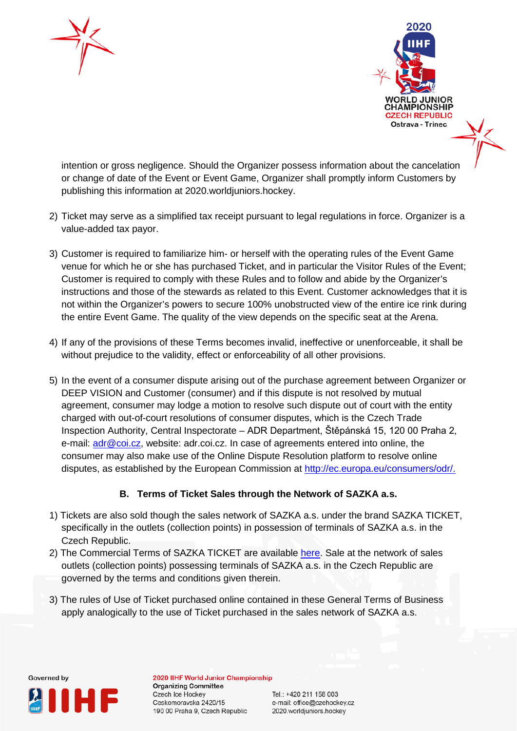intention or gross negligence. Should the Organizer possess information about the cancelation or change of date of the Event or Event Game, Organizer shall promptly inform Customers by publishing this information at 2020.worldjuniors.hockey.

2) Ticket may serve as a simplified tax receipt pursuant to legal regulations in force. Organizer is a value-added tax payor.

3) Customer is required to familiarize him- or herself with the operating rules of the Event Game venue for which he or she has purchased Ticket, and in particular the Visitor Rules of the Event; Customer is required to comply with these Rules and to follow and abide by the Organizer's instructions and those of the stewards as related to this Event. Customer acknowledges that it is not within the Organizer's powers to secure 100% unobstructed view of the entire ice rink during the entire Event Game. The quality of the view depends on the specific seat at the Arena.

4) If any of the provisions of these Terms becomes invalid, ineffective or unenforceable, it shall be without prejudice to the validity, effect or enforceability of all other provisions.

5) In the event of a consumer dispute arising out of the purchase agreement between Organizer or DEEP VISION and Customer (consumer) and if this dispute is not resolved by mutual agreement, consumer may lodge a motion to resolve such dispute out of court with the entity charged with out-of-court resolutions of consumer disputes, which is the Czech Trade Inspection Authority, Central Inspectorate – ADR Department, Štěpánská 15, 120 00 Praha 2, e-mail: adr@coi.cz, website: adr.coi.cz. In case of agreements entered into online, the consumer may also make use of the Online Dispute Resolution platform to resolve online disputes, as established by the European Commission at http://ec.europa.eu/consumers/odr/.

## B. Terms of Ticket Sales through the Network of SAZKA a.s.

1) Tickets are also sold though the sales network of SAZKA a.s. under the brand SAZKA TICKET, specifically in the outlets (collection points) in possession of terminals of SAZKA a.s. in the Czech Republic.
2) The Commercial Terms of SAZKA TICKET are available here. Sale at the network of sales outlets (collection points) possessing terminals of SAZKA a.s. in the Czech Republic are governed by the terms and conditions given therein.

3) The rules of Use of Ticket purchased online contained in these General Terms of Business apply analogically to the use of Ticket purchased in the sales network of SAZKA a.s.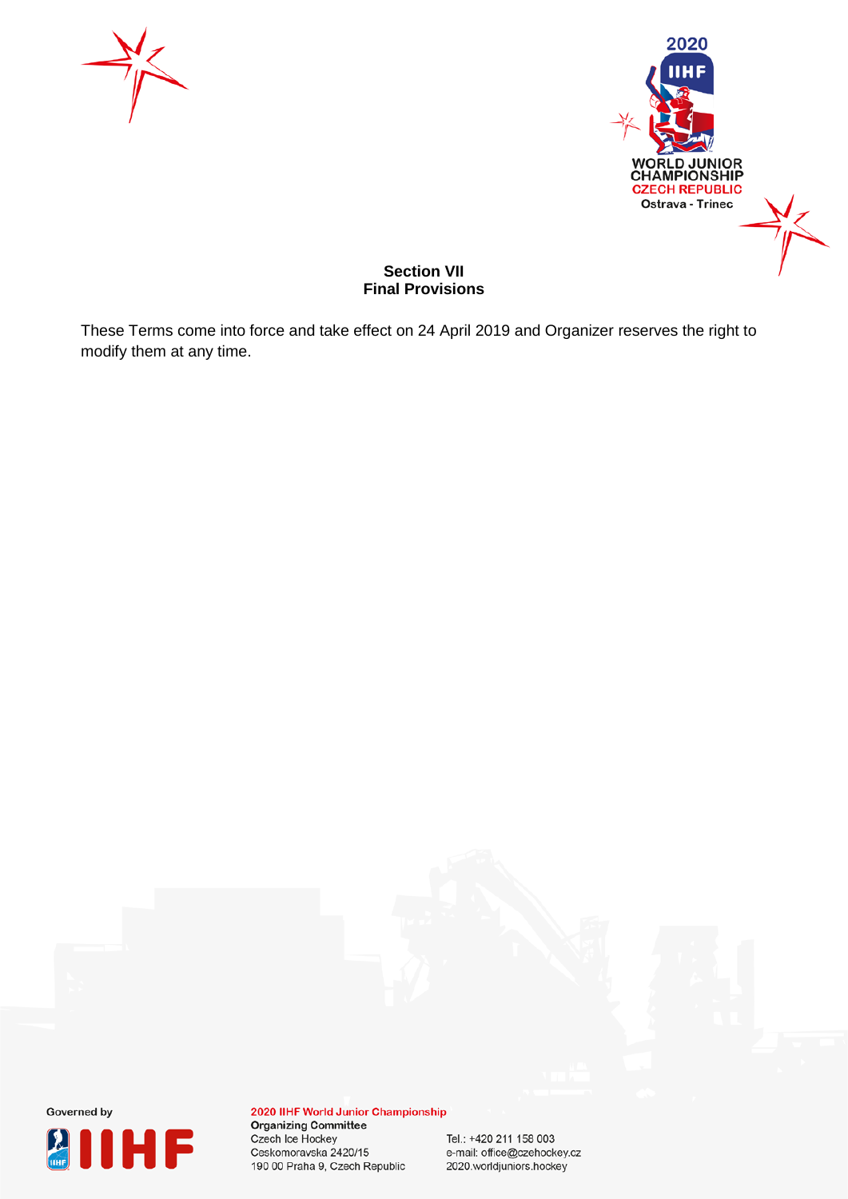## Section VII
## Final Provisions

These Terms come into force and take effect on 24 April 2019 and Organizer reserves the right to modify them at any time.